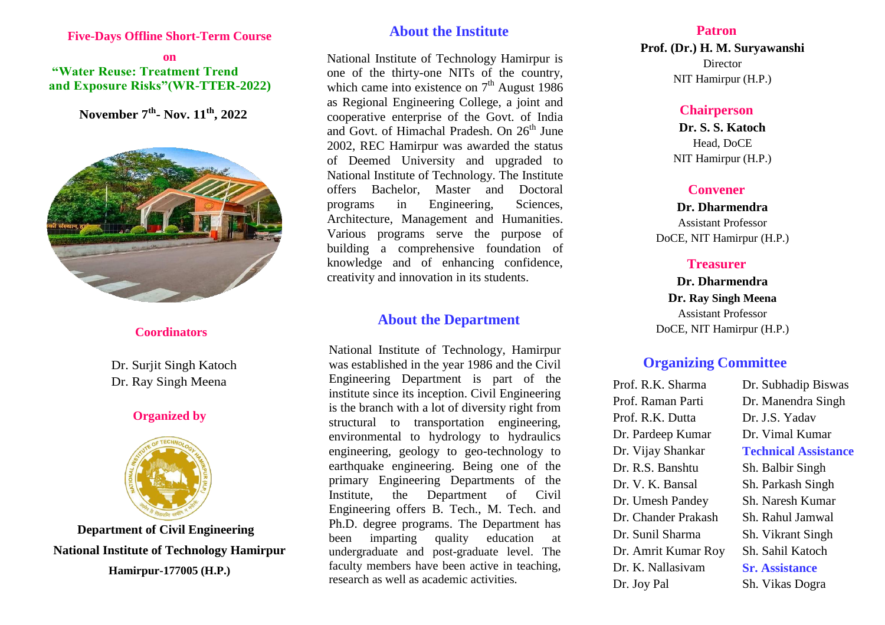**Five-Days Offline Short-Term Course**

**on**

**"Water Reuse: Treatment Trend and Exposure Risks"(WR-TTER-2022)**

**November 7th- Nov. 11th, 2022**

**Coordinators**

Dr. Surjit Singh Katoch
Dr. Ray Singh Meena

**Organized by**

**Department of Civil Engineering**
**National Institute of Technology Hamirpur**
**Hamirpur-177005 (H.P.)**

## About the Institute

National Institute of Technology Hamirpur is one of the thirty-one NITs of the country, which came into existence on 7th August 1986 as Regional Engineering College, a joint and cooperative enterprise of the Govt. of India and Govt. of Himachal Pradesh. On 26th June 2002, REC Hamirpur was awarded the status of Deemed University and upgraded to National Institute of Technology. The Institute offers Bachelor, Master and Doctoral programs in Engineering, Sciences, Architecture, Management and Humanities. Various programs serve the purpose of building a comprehensive foundation of knowledge and of enhancing confidence, creativity and innovation in its students.

## About the Department

National Institute of Technology, Hamirpur was established in the year 1986 and the Civil Engineering Department is part of the institute since its inception. Civil Engineering is the branch with a lot of diversity right from structural to transportation engineering, environmental to hydrology to hydraulics engineering, geology to geo-technology to earthquake engineering. Being one of the primary Engineering Departments of the Institute, the Department of Civil Engineering offers B. Tech., M. Tech. and Ph.D. degree programs. The Department has been imparting quality education at undergraduate and post-graduate level. The faculty members have been active in teaching, research as well as academic activities.

**Patron**

**Prof. (Dr.) H. M. Suryawanshi**
Director
NIT Hamirpur (H.P.)

**Chairperson**

**Dr. S. S. Katoch**
Head, DoCE
NIT Hamirpur (H.P.)

**Convener**

**Dr. Dharmendra**
Assistant Professor
DoCE, NIT Hamirpur (H.P.)

**Treasurer**

**Dr. Dharmendra**
**Dr. Ray Singh Meena**
Assistant Professor
DoCE, NIT Hamirpur (H.P.)

## Organizing Committee

Prof. R.K. Sharma
Prof. Raman Parti
Prof. R.K. Dutta
Dr. Pardeep Kumar
Dr. Vijay Shankar
Dr. R.S. Banshtu
Dr. V. K. Bansal
Dr. Umesh Pandey
Dr. Chander Prakash
Dr. Sunil Sharma
Dr. Amrit Kumar Roy
Dr. K. Nallasivam
Dr. Joy Pal
Dr. Subhadip Biswas
Dr. Manendra Singh
Dr. J.S. Yadav
Dr. Vimal Kumar

**Technical Assistance**

Sh. Balbir Singh
Sh. Parkash Singh
Sh. Naresh Kumar
Sh. Rahul Jamwal
Sh. Vikrant Singh
Sh. Sahil Katoch

**Sr. Assistance**

Sh. Vikas Dogra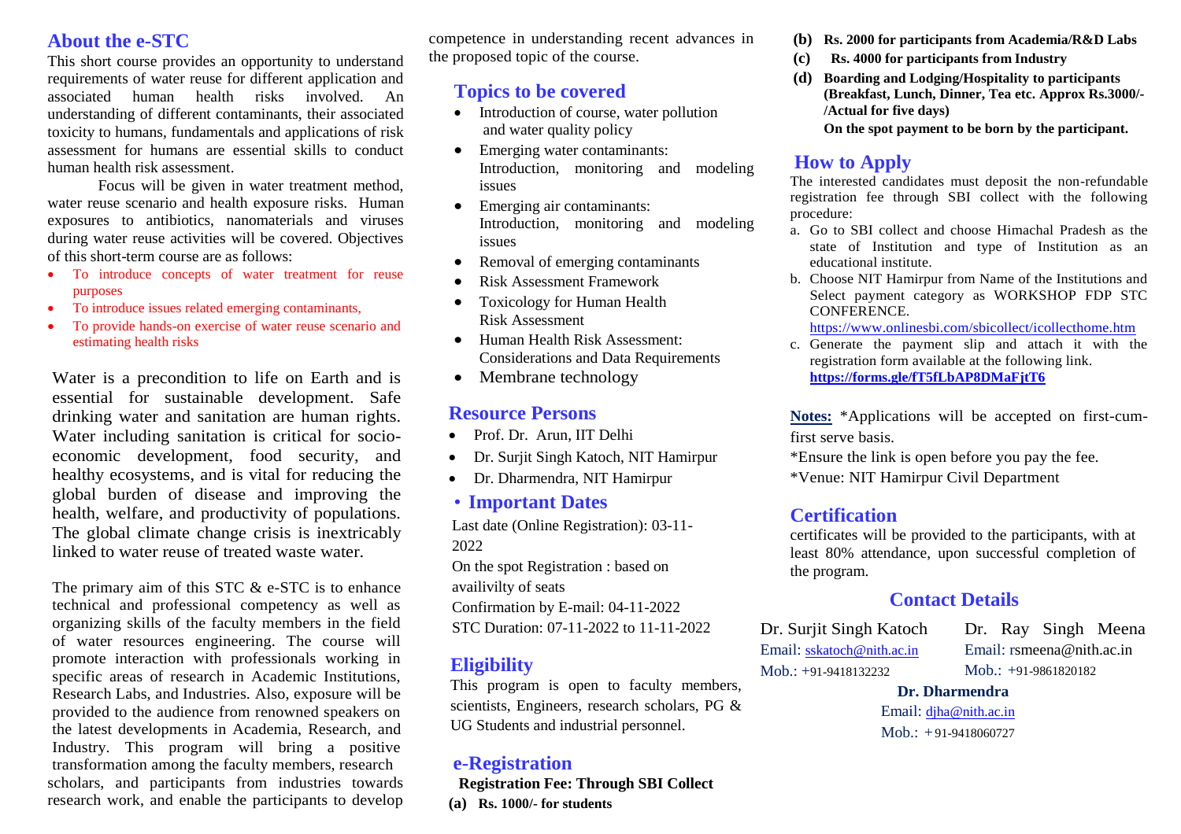## About the e-STC

This short course provides an opportunity to understand requirements of water reuse for different application and associated human health risks involved. An understanding of different contaminants, their associated toxicity to humans, fundamentals and applications of risk assessment for humans are essential skills to conduct human health risk assessment.

Focus will be given in water treatment method, water reuse scenario and health exposure risks. Human exposures to antibiotics, nanomaterials and viruses during water reuse activities will be covered. Objectives of this short-term course are as follows:

- To introduce concepts of water treatment for reuse purposes
- To introduce issues related emerging contaminants,
- To provide hands-on exercise of water reuse scenario and estimating health risks

Water is a precondition to life on Earth and is essential for sustainable development. Safe drinking water and sanitation are human rights. Water including sanitation is critical for socio-economic development, food security, and healthy ecosystems, and is vital for reducing the global burden of disease and improving the health, welfare, and productivity of populations. The global climate change crisis is inextricably linked to water reuse of treated waste water.

The primary aim of this STC & e-STC is to enhance technical and professional competency as well as organizing skills of the faculty members in the field of water resources engineering. The course will promote interaction with professionals working in specific areas of research in Academic Institutions, Research Labs, and Industries. Also, exposure will be provided to the audience from renowned speakers on the latest developments in Academia, Research, and Industry. This program will bring a positive transformation among the faculty members, research scholars, and participants from industries towards research work, and enable the participants to develop competence in understanding recent advances in the proposed topic of the course.

## Topics to be covered

- Introduction of course, water pollution and water quality policy
- Emerging water contaminants: Introduction, monitoring and modeling issues
- Emerging air contaminants: Introduction, monitoring and modeling issues
- Removal of emerging contaminants
- Risk Assessment Framework
- Toxicology for Human Health Risk Assessment
- Human Health Risk Assessment: Considerations and Data Requirements
- Membrane technology

## Resource Persons

- Prof. Dr. Arun, IIT Delhi
- Dr. Surjit Singh Katoch, NIT Hamirpur
- Dr. Dharmendra, NIT Hamirpur

## • Important Dates

Last date (Online Registration): 03-11-2022

On the spot Registration : based on availivilty of seats

Confirmation by E-mail: 04-11-2022

STC Duration: 07-11-2022 to 11-11-2022

## Eligibility

This program is open to faculty members, scientists, Engineers, research scholars, PG & UG Students and industrial personnel.

## e-Registration

**Registration Fee: Through SBI Collect**

**(a) Rs. 1000/- for students**

**(b) Rs. 2000 for participants from Academia/R&D Labs**

**(c) Rs. 4000 for participants from Industry**

**(d) Boarding and Lodging/Hospitality to participants (Breakfast, Lunch, Dinner, Tea etc. Approx Rs.3000/- /Actual for five days)**

**On the spot payment to be born by the participant.**

## How to Apply

The interested candidates must deposit the non-refundable registration fee through SBI collect with the following procedure:

a. Go to SBI collect and choose Himachal Pradesh as the state of Institution and type of Institution as an educational institute.
b. Choose NIT Hamirpur from Name of the Institutions and Select payment category as WORKSHOP FDP STC CONFERENCE.
https://www.onlinesbi.com/sbicollect/icollecthome.htm
c. Generate the payment slip and attach it with the registration form available at the following link.
**https://forms.gle/fT5fLbAP8DMaFjtT6**

**Notes:** *Applications will be accepted on first-cum-first serve basis.

*Ensure the link is open before you pay the fee.

*Venue: NIT Hamirpur Civil Department

## Certification

certificates will be provided to the participants, with at least 80% attendance, upon successful completion of the program.

## Contact Details

Dr. Surjit Singh Katoch
Email: sskatoch@nith.ac.in
Mob.: +91-9418132232

Dr. Ray Singh Meena
Email: rsmeena@nith.ac.in
Mob.: +91-9861820182

**Dr. Dharmendra**
Email: djha@nith.ac.in
Mob.: +91-9418060727